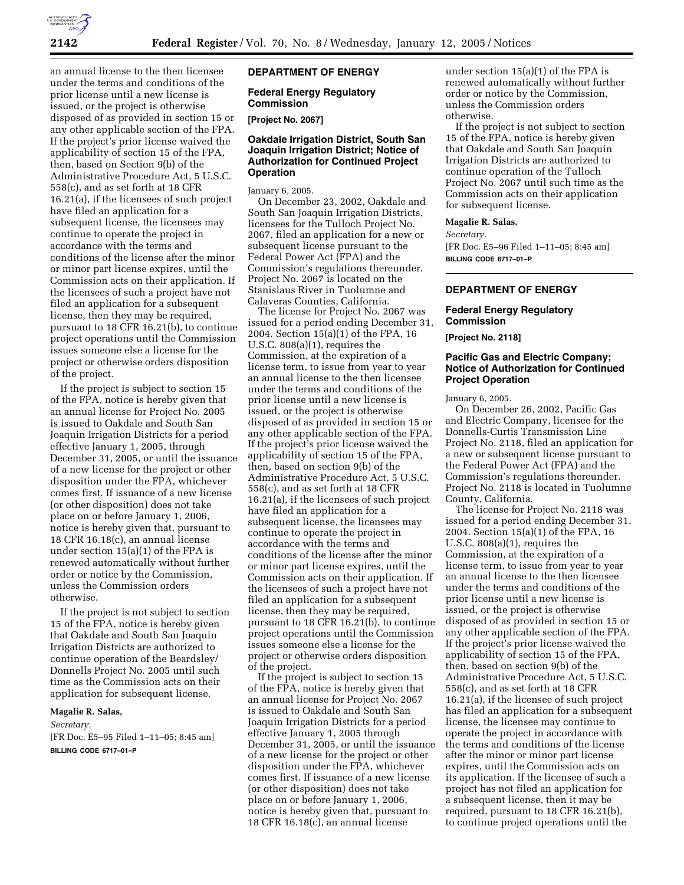an annual license to the then licensee under the terms and conditions of the prior license until a new license is issued, or the project is otherwise disposed of as provided in section 15 or any other applicable section of the FPA. If the project's prior license waived the applicability of section 15 of the FPA, then, based on Section 9(b) of the Administrative Procedure Act, 5 U.S.C. 558(c), and as set forth at 18 CFR 16.21(a), if the licensees of such project have filed an application for a subsequent license, the licensees may continue to operate the project in accordance with the terms and conditions of the license after the minor or minor part license expires, until the Commission acts on their application. If the licensees of such a project have not filed an application for a subsequent license, then they may be required, pursuant to 18 CFR 16.21(b), to continue project operations until the Commission issues someone else a license for the project or otherwise orders disposition of the project.

If the project is subject to section 15 of the FPA, notice is hereby given that an annual license for Project No. 2005 is issued to Oakdale and South San Joaquin Irrigation Districts for a period effective January 1, 2005, through December 31, 2005, or until the issuance of a new license for the project or other disposition under the FPA, whichever comes first. If issuance of a new license (or other disposition) does not take place on or before January 1, 2006, notice is hereby given that, pursuant to 18 CFR 16.18(c), an annual license under section 15(a)(1) of the FPA is renewed automatically without further order or notice by the Commission, unless the Commission orders otherwise.

If the project is not subject to section 15 of the FPA, notice is hereby given that Oakdale and South San Joaquin Irrigation Districts are authorized to continue operation of the Beardsley/Donnells Project No. 2005 until such time as the Commission acts on their application for subsequent license.

**Magalie R. Salas,**

*Secretary.*

[FR Doc. E5–95 Filed 1–11–05; 8:45 am]

**BILLING CODE 6717–01–P**

## DEPARTMENT OF ENERGY

### Federal Energy Regulatory Commission

**[Project No. 2067]**

### Oakdale Irrigation District, South San Joaquin Irrigation District; Notice of Authorization for Continued Project Operation

January 6, 2005.

On December 23, 2002, Oakdale and South San Joaquin Irrigation Districts, licensees for the Tulloch Project No. 2067, filed an application for a new or subsequent license pursuant to the Federal Power Act (FPA) and the Commission's regulations thereunder. Project No. 2067 is located on the Stanislaus River in Tuolumne and Calaveras Counties, California.

The license for Project No. 2067 was issued for a period ending December 31, 2004. Section 15(a)(1) of the FPA, 16 U.S.C. 808(a)(1), requires the Commission, at the expiration of a license term, to issue from year to year an annual license to the then licensee under the terms and conditions of the prior license until a new license is issued, or the project is otherwise disposed of as provided in section 15 or any other applicable section of the FPA. If the project's prior license waived the applicability of section 15 of the FPA, then, based on section 9(b) of the Administrative Procedure Act, 5 U.S.C. 558(c), and as set forth at 18 CFR 16.21(a), if the licensees of such project have filed an application for a subsequent license, the licensees may continue to operate the project in accordance with the terms and conditions of the license after the minor or minor part license expires, until the Commission acts on their application. If the licensees of such a project have not filed an application for a subsequent license, then they may be required, pursuant to 18 CFR 16.21(b), to continue project operations until the Commission issues someone else a license for the project or otherwise orders disposition of the project.

If the project is subject to section 15 of the FPA, notice is hereby given that an annual license for Project No. 2067 is issued to Oakdale and South San Joaquin Irrigation Districts for a period effective January 1, 2005 through December 31, 2005, or until the issuance of a new license for the project or other disposition under the FPA, whichever comes first. If issuance of a new license (or other disposition) does not take place on or before January 1, 2006, notice is hereby given that, pursuant to 18 CFR 16.18(c), an annual license under section 15(a)(1) of the FPA is renewed automatically without further order or notice by the Commission, unless the Commission orders otherwise.

If the project is not subject to section 15 of the FPA, notice is hereby given that Oakdale and South San Joaquin Irrigation Districts are authorized to continue operation of the Tulloch Project No. 2067 until such time as the Commission acts on their application for subsequent license.

**Magalie R. Salas,**

*Secretary.*

[FR Doc. E5–96 Filed 1–11–05; 8:45 am]

**BILLING CODE 6717–01–P**

## DEPARTMENT OF ENERGY

### Federal Energy Regulatory Commission

**[Project No. 2118]**

### Pacific Gas and Electric Company; Notice of Authorization for Continued Project Operation

January 6, 2005.

On December 26, 2002, Pacific Gas and Electric Company, licensee for the Donnells-Curtis Transmission Line Project No. 2118, filed an application for a new or subsequent license pursuant to the Federal Power Act (FPA) and the Commission's regulations thereunder. Project No. 2118 is located in Tuolumne County, California.

The license for Project No. 2118 was issued for a period ending December 31, 2004. Section 15(a)(1) of the FPA, 16 U.S.C. 808(a)(1), requires the Commission, at the expiration of a license term, to issue from year to year an annual license to the then licensee under the terms and conditions of the prior license until a new license is issued, or the project is otherwise disposed of as provided in section 15 or any other applicable section of the FPA. If the project's prior license waived the applicability of section 15 of the FPA, then, based on section 9(b) of the Administrative Procedure Act, 5 U.S.C. 558(c), and as set forth at 18 CFR 16.21(a), if the licensee of such project has filed an application for a subsequent license, the licensee may continue to operate the project in accordance with the terms and conditions of the license after the minor or minor part license expires, until the Commission acts on its application. If the licensee of such a project has not filed an application for a subsequent license, then it may be required, pursuant to 18 CFR 16.21(b), to continue project operations until the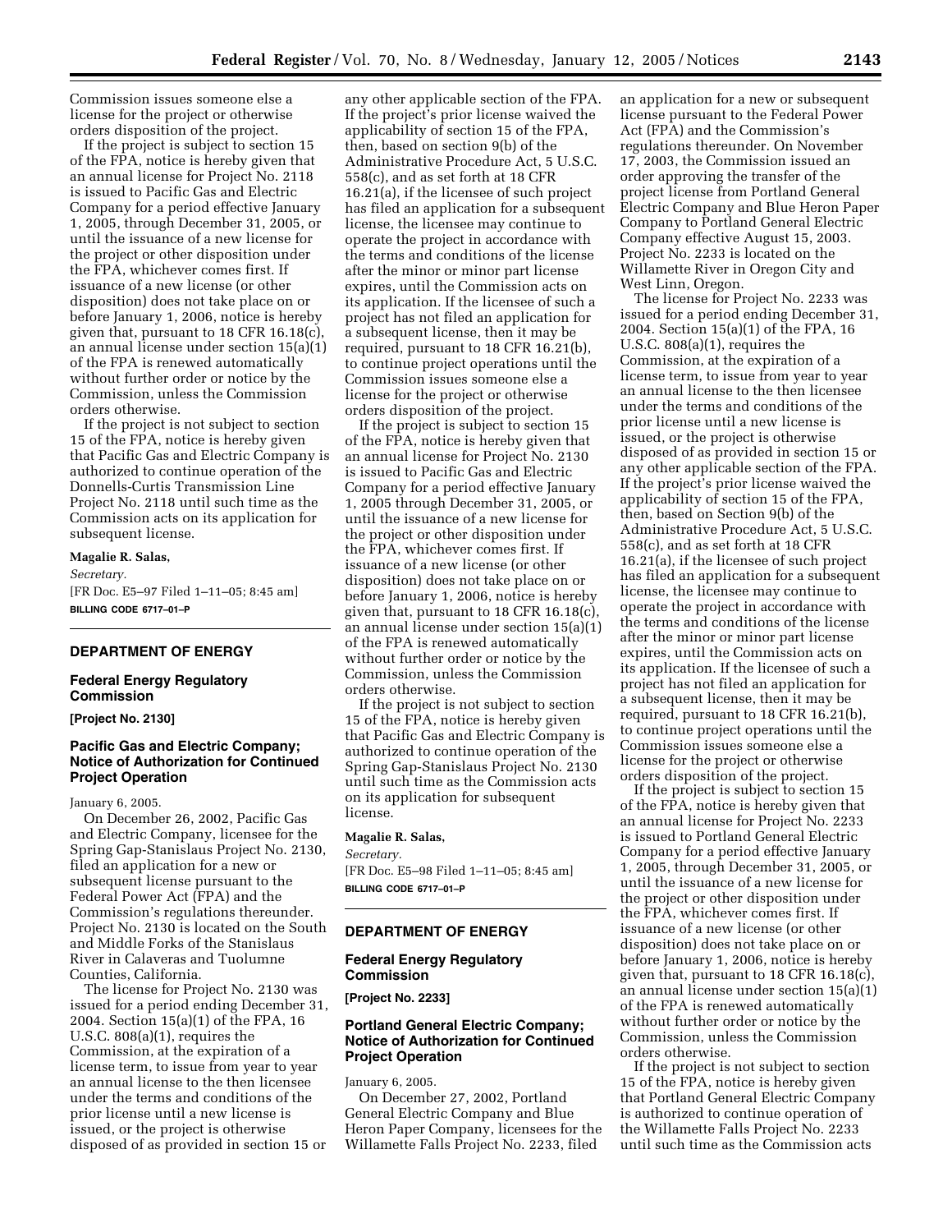Commission issues someone else a license for the project or otherwise orders disposition of the project.

If the project is subject to section 15 of the FPA, notice is hereby given that an annual license for Project No. 2118 is issued to Pacific Gas and Electric Company for a period effective January 1, 2005, through December 31, 2005, or until the issuance of a new license for the project or other disposition under the FPA, whichever comes first. If issuance of a new license (or other disposition) does not take place on or before January 1, 2006, notice is hereby given that, pursuant to 18 CFR 16.18(c), an annual license under section 15(a)(1) of the FPA is renewed automatically without further order or notice by the Commission, unless the Commission orders otherwise.

If the project is not subject to section 15 of the FPA, notice is hereby given that Pacific Gas and Electric Company is authorized to continue operation of the Donnells-Curtis Transmission Line Project No. 2118 until such time as the Commission acts on its application for subsequent license.

**Magalie R. Salas,**

*Secretary.*

[FR Doc. E5–97 Filed 1–11–05; 8:45 am]

**BILLING CODE 6717–01–P**

## DEPARTMENT OF ENERGY

### Federal Energy Regulatory Commission

**[Project No. 2130]**

### Pacific Gas and Electric Company; Notice of Authorization for Continued Project Operation

January 6, 2005.

On December 26, 2002, Pacific Gas and Electric Company, licensee for the Spring Gap-Stanislaus Project No. 2130, filed an application for a new or subsequent license pursuant to the Federal Power Act (FPA) and the Commission's regulations thereunder. Project No. 2130 is located on the South and Middle Forks of the Stanislaus River in Calaveras and Tuolumne Counties, California.

The license for Project No. 2130 was issued for a period ending December 31, 2004. Section 15(a)(1) of the FPA, 16 U.S.C. 808(a)(1), requires the Commission, at the expiration of a license term, to issue from year to year an annual license to the then licensee under the terms and conditions of the prior license until a new license is issued, or the project is otherwise disposed of as provided in section 15 or any other applicable section of the FPA. If the project's prior license waived the applicability of section 15 of the FPA, then, based on section 9(b) of the Administrative Procedure Act, 5 U.S.C. 558(c), and as set forth at 18 CFR 16.21(a), if the licensee of such project has filed an application for a subsequent license, the licensee may continue to operate the project in accordance with the terms and conditions of the license after the minor or minor part license expires, until the Commission acts on its application. If the licensee of such a project has not filed an application for a subsequent license, then it may be required, pursuant to 18 CFR 16.21(b), to continue project operations until the Commission issues someone else a license for the project or otherwise orders disposition of the project.

If the project is subject to section 15 of the FPA, notice is hereby given that an annual license for Project No. 2130 is issued to Pacific Gas and Electric Company for a period effective January 1, 2005 through December 31, 2005, or until the issuance of a new license for the project or other disposition under the FPA, whichever comes first. If issuance of a new license (or other disposition) does not take place on or before January 1, 2006, notice is hereby given that, pursuant to 18 CFR 16.18(c), an annual license under section 15(a)(1) of the FPA is renewed automatically without further order or notice by the Commission, unless the Commission orders otherwise.

If the project is not subject to section 15 of the FPA, notice is hereby given that Pacific Gas and Electric Company is authorized to continue operation of the Spring Gap-Stanislaus Project No. 2130 until such time as the Commission acts on its application for subsequent license.

**Magalie R. Salas,**

*Secretary.*

[FR Doc. E5–98 Filed 1–11–05; 8:45 am]

**BILLING CODE 6717–01–P**

## DEPARTMENT OF ENERGY

### Federal Energy Regulatory Commission

**[Project No. 2233]**

### Portland General Electric Company; Notice of Authorization for Continued Project Operation

January 6, 2005.

On December 27, 2002, Portland General Electric Company and Blue Heron Paper Company, licensees for the Willamette Falls Project No. 2233, filed an application for a new or subsequent license pursuant to the Federal Power Act (FPA) and the Commission's regulations thereunder. On November 17, 2003, the Commission issued an order approving the transfer of the project license from Portland General Electric Company and Blue Heron Paper Company to Portland General Electric Company effective August 15, 2003. Project No. 2233 is located on the Willamette River in Oregon City and West Linn, Oregon.

The license for Project No. 2233 was issued for a period ending December 31, 2004. Section 15(a)(1) of the FPA, 16 U.S.C. 808(a)(1), requires the Commission, at the expiration of a license term, to issue from year to year an annual license to the then licensee under the terms and conditions of the prior license until a new license is issued, or the project is otherwise disposed of as provided in section 15 or any other applicable section of the FPA. If the project's prior license waived the applicability of section 15 of the FPA, then, based on Section 9(b) of the Administrative Procedure Act, 5 U.S.C. 558(c), and as set forth at 18 CFR 16.21(a), if the licensee of such project has filed an application for a subsequent license, the licensee may continue to operate the project in accordance with the terms and conditions of the license after the minor or minor part license expires, until the Commission acts on its application. If the licensee of such a project has not filed an application for a subsequent license, then it may be required, pursuant to 18 CFR 16.21(b), to continue project operations until the Commission issues someone else a license for the project or otherwise orders disposition of the project.

If the project is subject to section 15 of the FPA, notice is hereby given that an annual license for Project No. 2233 is issued to Portland General Electric Company for a period effective January 1, 2005, through December 31, 2005, or until the issuance of a new license for the project or other disposition under the FPA, whichever comes first. If issuance of a new license (or other disposition) does not take place on or before January 1, 2006, notice is hereby given that, pursuant to 18 CFR 16.18(c), an annual license under section 15(a)(1) of the FPA is renewed automatically without further order or notice by the Commission, unless the Commission orders otherwise.

If the project is not subject to section 15 of the FPA, notice is hereby given that Portland General Electric Company is authorized to continue operation of the Willamette Falls Project No. 2233 until such time as the Commission acts